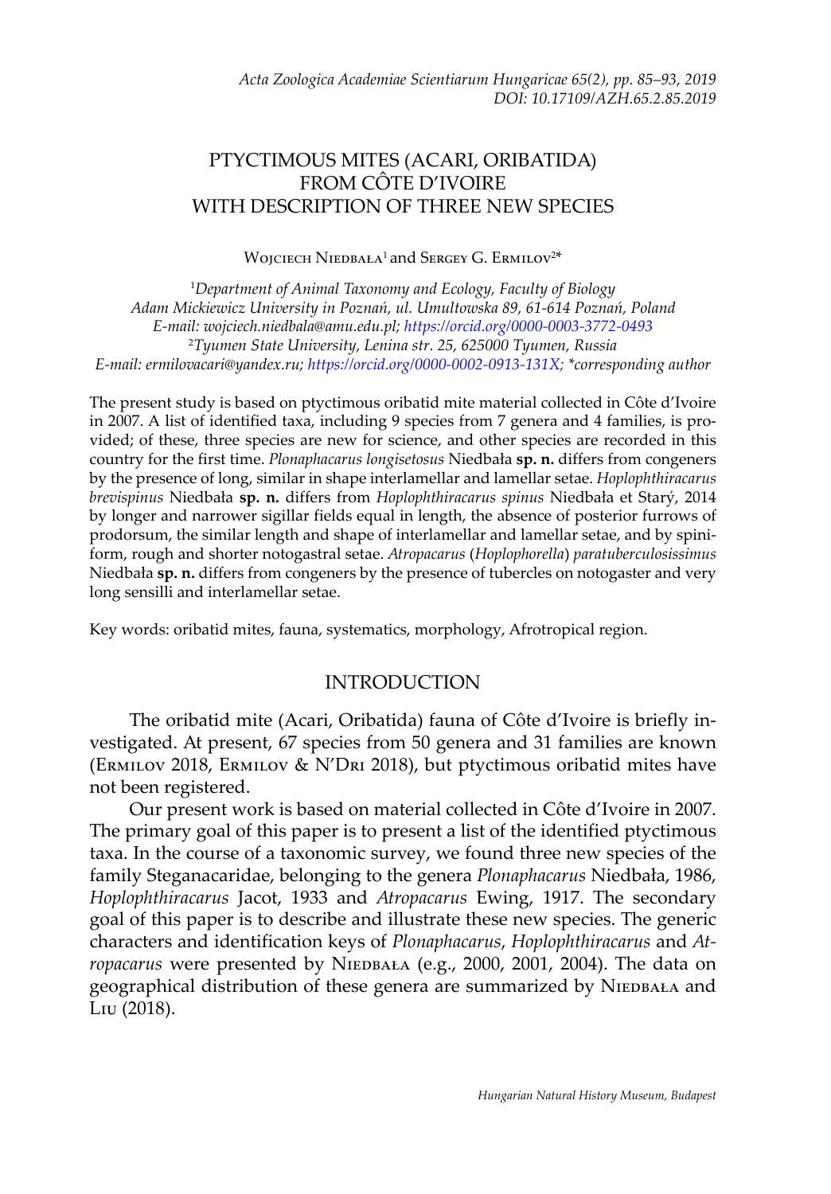# PTYCTIMOUS MITES (ACARI, ORIBATIDA) FROM CÔTE D'IVOIRE WITH DESCRIPTION OF THREE NEW SPECIES

Wojciech Niedbała[1] and Sergey G. Ermilov[2]*

[1]*Department of Animal Taxonomy and Ecology, Faculty of Biology Adam Mickiewicz University in Poznań, ul. Umultowska 89, 61-614 Poznań, Poland E-mail: wojciech.niedbala@amu.edu.pl; https://orcid.org/0000-0003-3772-0493*
[2]*Tyumen State University, Lenina str. 25, 625000 Tyumen, Russia E-mail: ermilovacari@yandex.ru; https://orcid.org/0000-0002-0913-131X; *corresponding author*

The present study is based on ptyctimous oribatid mite material collected in Côte d'Ivoire in 2007. A list of identified taxa, including 9 species from 7 genera and 4 families, is provided; of these, three species are new for science, and other species are recorded in this country for the first time. *Plonaphacarus longisetosus* Niedbała **sp. n.** differs from congeners by the presence of long, similar in shape interlamellar and lamellar setae. *Hoplophthiracarus brevispinus* Niedbała **sp. n.** differs from *Hoplophthiracarus spinus* Niedbała et Starý, 2014 by longer and narrower sigillar fields equal in length, the absence of posterior furrows of prodorsum, the similar length and shape of interlamellar and lamellar setae, and by spiniform, rough and shorter notogastral setae. *Atropacarus* (*Hoplophorella*) *paratuberculosissimus* Niedbała **sp. n.** differs from congeners by the presence of tubercles on notogaster and very long sensilli and interlamellar setae.

Key words: oribatid mites, fauna, systematics, morphology, Afrotropical region.

## INTRODUCTION

The oribatid mite (Acari, Oribatida) fauna of Côte d'Ivoire is briefly investigated. At present, 67 species from 50 genera and 31 families are known (Ermilov 2018, Ermilov & N'Dri 2018), but ptyctimous oribatid mites have not been registered.

Our present work is based on material collected in Côte d'Ivoire in 2007. The primary goal of this paper is to present a list of the identified ptyctimous taxa. In the course of a taxonomic survey, we found three new species of the family Steganacaridae, belonging to the genera *Plonaphacarus* Niedbała, 1986, *Hoplophthiracarus* Jacot, 1933 and *Atropacarus* Ewing, 1917. The secondary goal of this paper is to describe and illustrate these new species. The generic characters and identification keys of *Plonaphacarus*, *Hoplophthiracarus* and *Atropacarus* were presented by Niedbała (e.g., 2000, 2001, 2004). The data on geographical distribution of these genera are summarized by Niedbała and Liu (2018).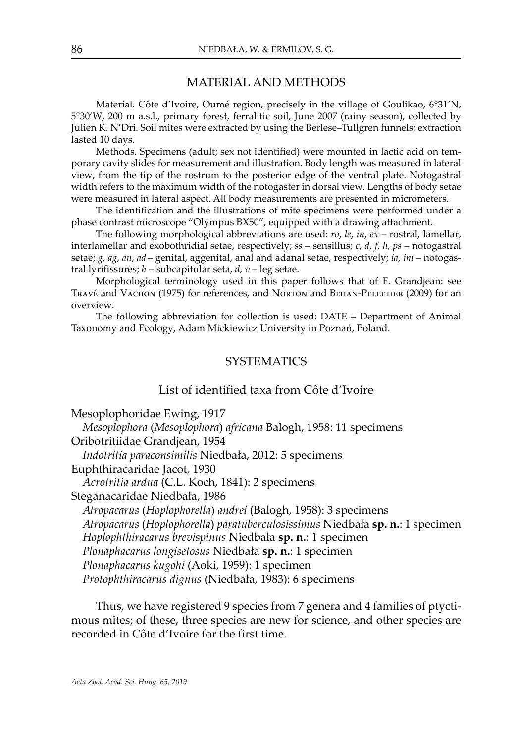## MATERIAL AND METHODS

Material. Côte d'Ivoire, Oumé region, precisely in the village of Goulikao, 6°31'N, 5°30'W, 200 m a.s.l., primary forest, ferralitic soil, June 2007 (rainy season), collected by Julien K. N'Dri. Soil mites were extracted by using the Berlese–Tullgren funnels; extraction lasted 10 days.

Methods. Specimens (adult; sex not identified) were mounted in lactic acid on temporary cavity slides for measurement and illustration. Body length was measured in lateral view, from the tip of the rostrum to the posterior edge of the ventral plate. Notogastral width refers to the maximum width of the notogaster in dorsal view. Lengths of body setae were measured in lateral aspect. All body measurements are presented in micrometers.

The identification and the illustrations of mite specimens were performed under a phase contrast microscope "Olympus BX50", equipped with a drawing attachment.

The following morphological abbreviations are used: *ro*, *le*, *in*, *ex* – rostral, lamellar, interlamellar and exobothridial setae, respectively; *ss* – sensillus; *c*, *d*, *f*, *h*, *ps* – notogastral setae; *g*, *ag*, *an*, *ad* – genital, aggenital, anal and adanal setae, respectively; *ia*, *im* – notogastral lyrifissures; *h* – subcapitular seta, *d, v* – leg setae.

Morphological terminology used in this paper follows that of F. Grandjean: see Travé and Vachon (1975) for references, and Norton and Behan-Pelletier (2009) for an overview.

The following abbreviation for collection is used: DATE – Department of Animal Taxonomy and Ecology, Adam Mickiewicz University in Poznań, Poland.

## SYSTEMATICS

### List of identified taxa from Côte d'Ivoire

Mesoplophoridae Ewing, 1917
- *Mesoplophora* (*Mesoplophora*) *africana* Balogh, 1958: 11 specimens

Oribotritiidae Grandjean, 1954
- *Indotritia paraconsimilis* Niedbała, 2012: 5 specimens

Euphthiracaridae Jacot, 1930
- *Acrotritia ardua* (C.L. Koch, 1841): 2 specimens

Steganacaridae Niedbała, 1986
- *Atropacarus* (*Hoplophorella*) *andrei* (Balogh, 1958): 3 specimens
- *Atropacarus* (*Hoplophorella*) *paratuberculosissimus* Niedbała **sp. n.**: 1 specimen
- *Hoplophthiracarus brevispinus* Niedbała **sp. n.**: 1 specimen
- *Plonaphacarus longisetosus* Niedbała **sp. n.**: 1 specimen
- *Plonaphacarus kugohi* (Aoki, 1959): 1 specimen
- *Protophthiracarus dignus* (Niedbała, 1983): 6 specimens

Thus, we have registered 9 species from 7 genera and 4 families of ptyctimous mites; of these, three species are new for science, and other species are recorded in Côte d'Ivoire for the first time.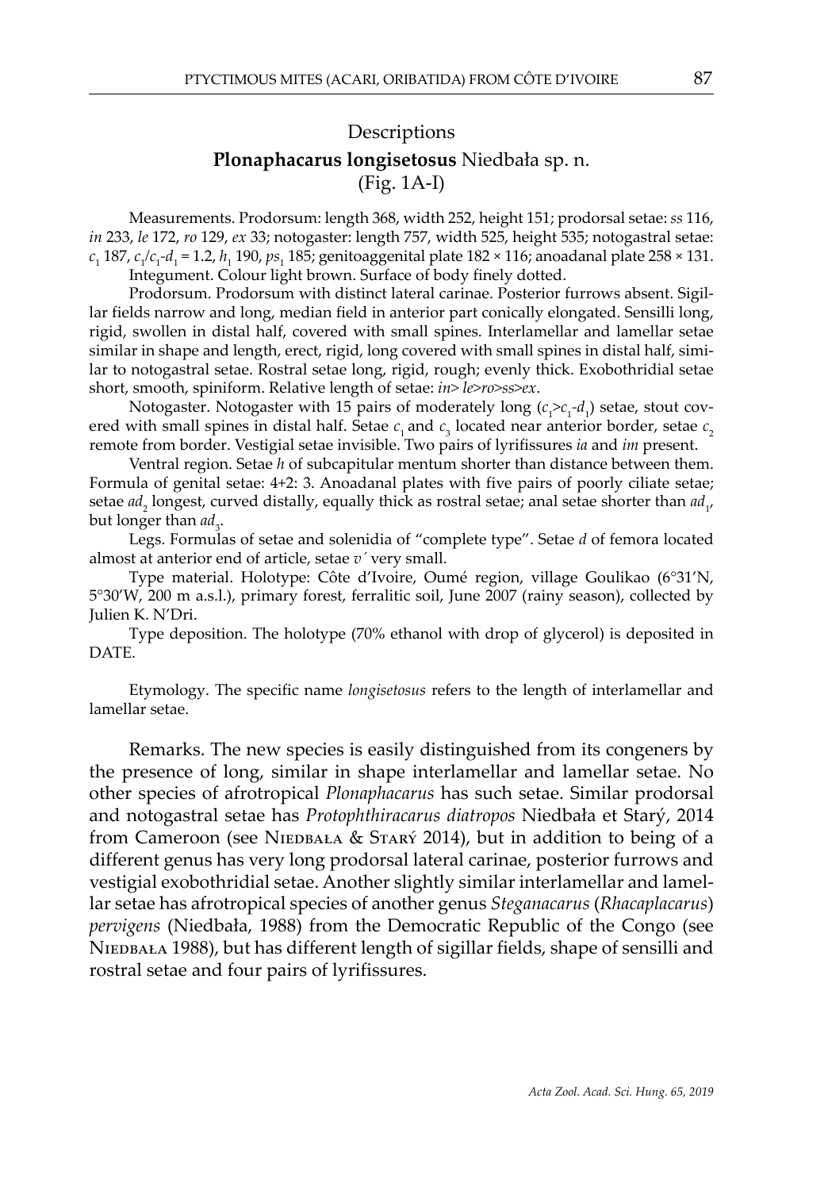## Descriptions

### **Plonaphacarus longisetosus** Niedbała sp. n.
(Fig. 1A-I)

Measurements. Prodorsum: length 368, width 252, height 151; prodorsal setae: *ss* 116, *in* 233, *le* 172, *ro* 129, *ex* 33; notogaster: length 757, width 525, height 535; notogastral setae: $c_1$ 187, $c_1/c_1$-$d_1$ = 1.2, $h_1$ 190, $ps_1$ 185; genitoaggenital plate 182 × 116; anoadanal plate 258 × 131.

Integument. Colour light brown. Surface of body finely dotted.

Prodorsum. Prodorsum with distinct lateral carinae. Posterior furrows absent. Sigillar fields narrow and long, median field in anterior part conically elongated. Sensilli long, rigid, swollen in distal half, covered with small spines. Interlamellar and lamellar setae similar in shape and length, erect, rigid, long covered with small spines in distal half, similar to notogastral setae. Rostral setae long, rigid, rough; evenly thick. Exobothridial setae short, smooth, spiniform. Relative length of setae: *in*> *le*>*ro*>*ss*>*ex*.

Notogaster. Notogaster with 15 pairs of moderately long ($c_1$>$c_1$-$d_1$) setae, stout covered with small spines in distal half. Setae $c_1$ and $c_3$ located near anterior border, setae $c_2$ remote from border. Vestigial setae invisible. Two pairs of lyrifissures *ia* and *im* present.

Ventral region. Setae *h* of subcapitular mentum shorter than distance between them. Formula of genital setae: 4+2: 3. Anoadanal plates with five pairs of poorly ciliate setae; setae $ad_2$ longest, curved distally, equally thick as rostral setae; anal setae shorter than $ad_1$, but longer than $ad_3$.

Legs. Formulas of setae and solenidia of "complete type". Setae *d* of femora located almost at anterior end of article, setae *v´* very small.

Type material. Holotype: Côte d'Ivoire, Oumé region, village Goulikao (6°31'N, 5°30'W, 200 m a.s.l.), primary forest, ferralitic soil, June 2007 (rainy season), collected by Julien K. N'Dri.

Type deposition. The holotype (70% ethanol with drop of glycerol) is deposited in DATE.

Etymology. The specific name *longisetosus* refers to the length of interlamellar and lamellar setae.

Remarks. The new species is easily distinguished from its congeners by the presence of long, similar in shape interlamellar and lamellar setae. No other species of afrotropical *Plonaphacarus* has such setae. Similar prodorsal and notogastral setae has *Protophthiracarus diatropos* Niedbała et Starý, 2014 from Cameroon (see Niedbała & Starý 2014), but in addition to being of a different genus has very long prodorsal lateral carinae, posterior furrows and vestigial exobothridial setae. Another slightly similar interlamellar and lamellar setae has afrotropical species of another genus *Steganacarus* (*Rhacaplacarus*) *pervigens* (Niedbała, 1988) from the Democratic Republic of the Congo (see Niedbała 1988), but has different length of sigillar fields, shape of sensilli and rostral setae and four pairs of lyrifissures.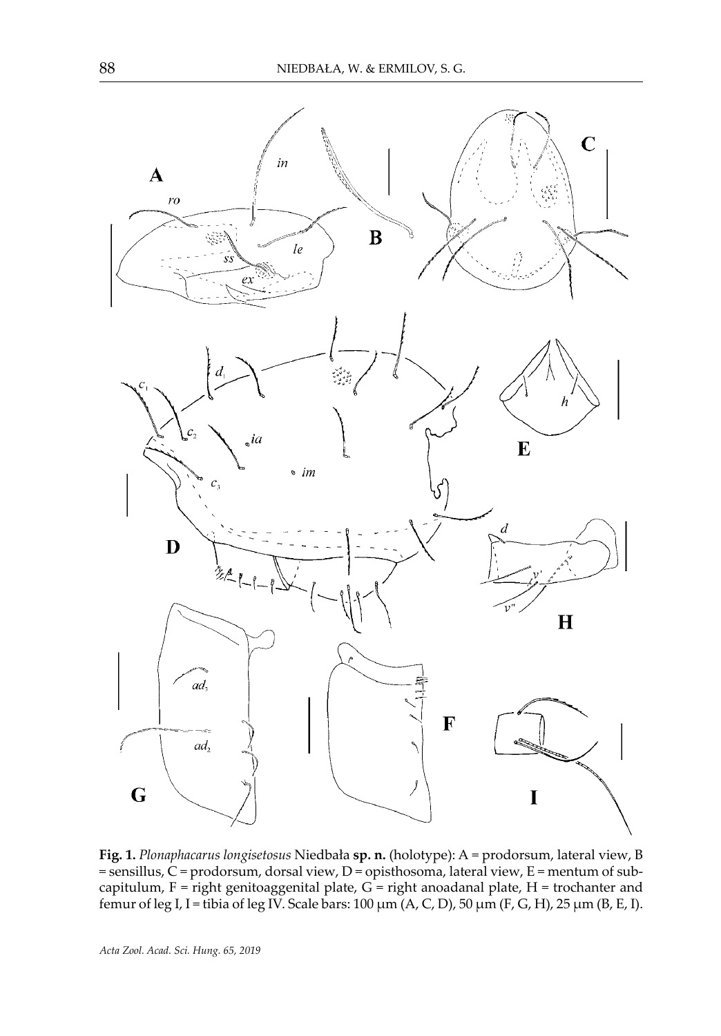**Fig. 1.** *Plonaphacarus longisetosus* Niedbała **sp. n.** (holotype): A = prodorsum, lateral view, B = sensillus, C = prodorsum, dorsal view, D = opisthosoma, lateral view, E = mentum of subcapitulum, F = right genitoaggenital plate, G = right anoadanal plate, H = trochanter and femur of leg I, I = tibia of leg IV. Scale bars: 100 μm (A, C, D), 50 μm (F, G, H), 25 μm (B, E, I).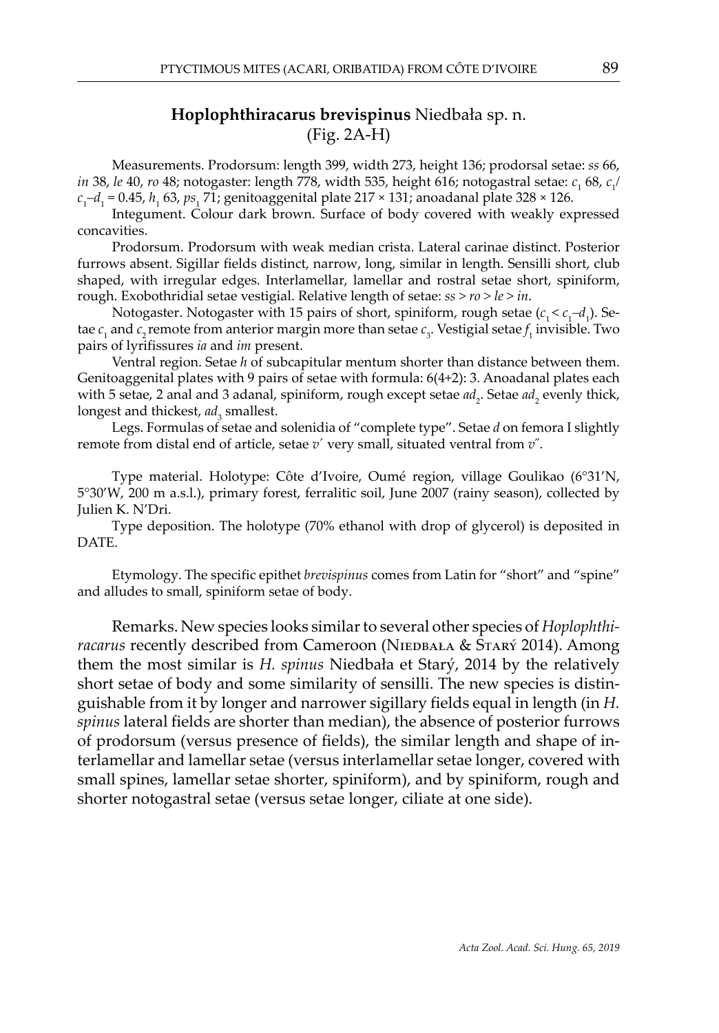## **Hoplophthiracarus brevispinus** Niedbała sp. n.
(Fig. 2A-H)

Measurements. Prodorsum: length 399, width 273, height 136; prodorsal setae: *ss* 66, *in* 38, *le* 40, *ro* 48; notogaster: length 778, width 535, height 616; notogastral setae: $c_1$ 68, $c_1/c_1$–$d_1$ = 0.45, $h_1$ 63, $ps_1$ 71; genitoaggenital plate 217 × 131; anoadanal plate 328 × 126.

Integument. Colour dark brown. Surface of body covered with weakly expressed concavities.

Prodorsum. Prodorsum with weak median crista. Lateral carinae distinct. Posterior furrows absent. Sigillar fields distinct, narrow, long, similar in length. Sensilli short, club shaped, with irregular edges. Interlamellar, lamellar and rostral setae short, spiniform, rough. Exobothridial setae vestigial. Relative length of setae: *ss* > *ro* > *le* > *in*.

Notogaster. Notogaster with 15 pairs of short, spiniform, rough setae ($c_1$ < $c_1$–$d_1$). Setae $c_1$ and $c_2$ remote from anterior margin more than setae $c_3$. Vestigial setae $f_1$ invisible. Two pairs of lyrifissures *ia* and *im* present.

Ventral region. Setae *h* of subcapitular mentum shorter than distance between them. Genitoaggenital plates with 9 pairs of setae with formula: 6(4+2): 3. Anoadanal plates each with 5 setae, 2 anal and 3 adanal, spiniform, rough except setae $ad_2$. Setae $ad_2$ evenly thick, longest and thickest, $ad_3$ smallest.

Legs. Formulas of setae and solenidia of "complete type". Setae *d* on femora I slightly remote from distal end of article, setae *v´* very small, situated ventral from *v˝*.

Type material. Holotype: Côte d'Ivoire, Oumé region, village Goulikao (6°31'N, 5°30'W, 200 m a.s.l.), primary forest, ferralitic soil, June 2007 (rainy season), collected by Julien K. N'Dri.

Type deposition. The holotype (70% ethanol with drop of glycerol) is deposited in DATE.

Etymology. The specific epithet *brevispinus* comes from Latin for "short" and "spine" and alludes to small, spiniform setae of body.

Remarks. New species looks similar to several other species of *Hoplophthiracarus* recently described from Cameroon (Niedbała & Starý 2014). Among them the most similar is *H. spinus* Niedbała et Starý, 2014 by the relatively short setae of body and some similarity of sensilli. The new species is distinguishable from it by longer and narrower sigillary fields equal in length (in *H. spinus* lateral fields are shorter than median), the absence of posterior furrows of prodorsum (versus presence of fields), the similar length and shape of interlamellar and lamellar setae (versus interlamellar setae longer, covered with small spines, lamellar setae shorter, spiniform), and by spiniform, rough and shorter notogastral setae (versus setae longer, ciliate at one side).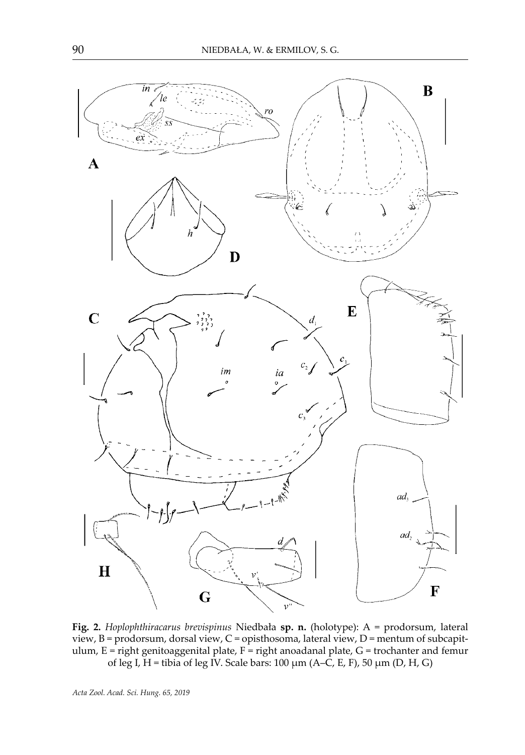**Fig. 2.** *Hoplophthiracarus brevispinus* Niedbała **sp. n.** (holotype): A = prodorsum, lateral view, B = prodorsum, dorsal view, C = opisthosoma, lateral view, D = mentum of subcapitulum, E = right genitoaggenital plate, F = right anoadanal plate, G = trochanter and femur of leg I, H = tibia of leg IV. Scale bars: 100 μm (A–C, E, F), 50 μm (D, H, G)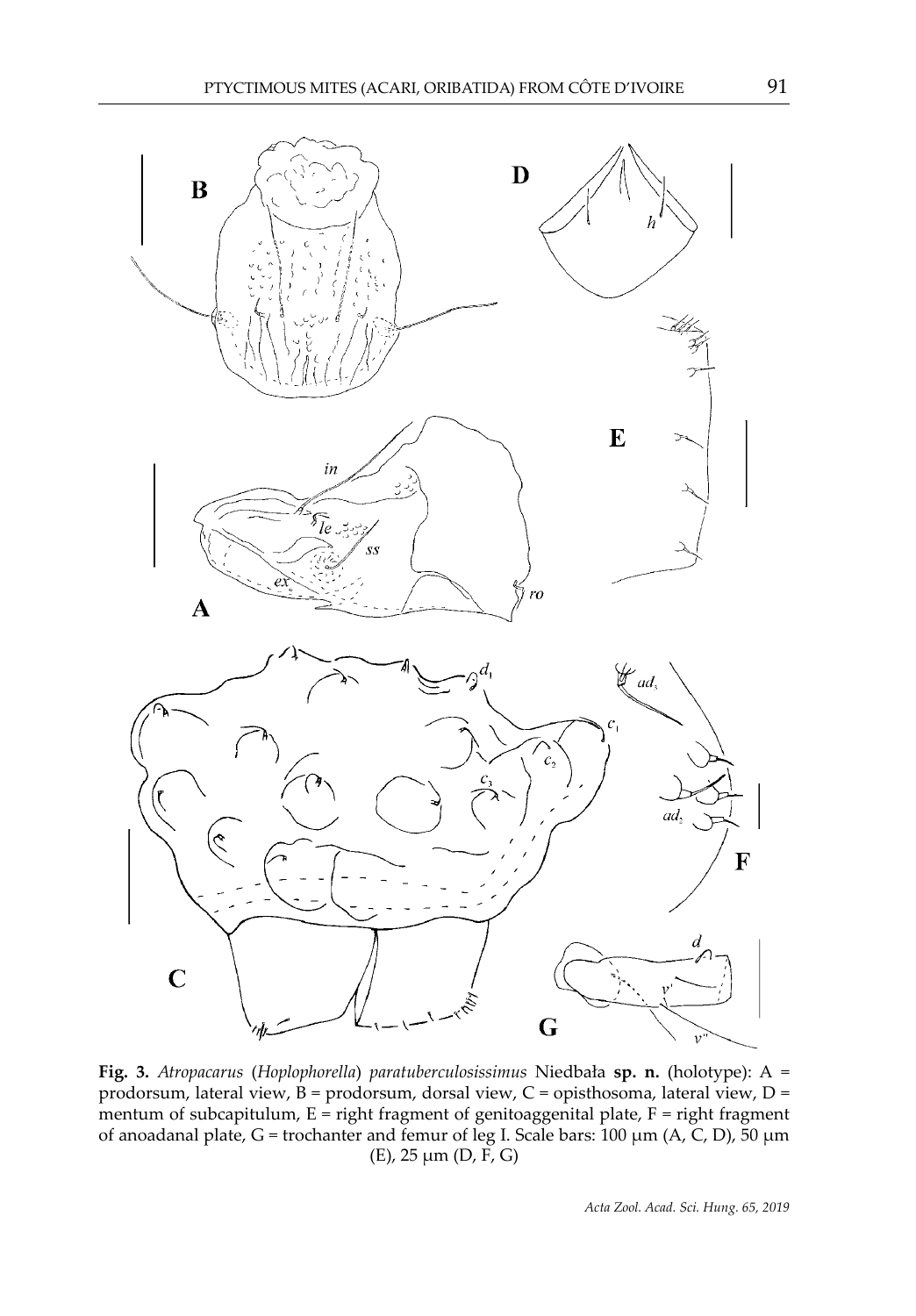**Fig. 3.** *Atropacarus* (*Hoplophorella*) *paratuberculosissimus* Niedbała **sp. n.** (holotype): A = prodorsum, lateral view, B = prodorsum, dorsal view, C = opisthosoma, lateral view, D = mentum of subcapitulum, E = right fragment of genitoaggenital plate, F = right fragment of anoadanal plate, G = trochanter and femur of leg I. Scale bars: 100 μm (A, C, D), 50 μm (E), 25 μm (D, F, G)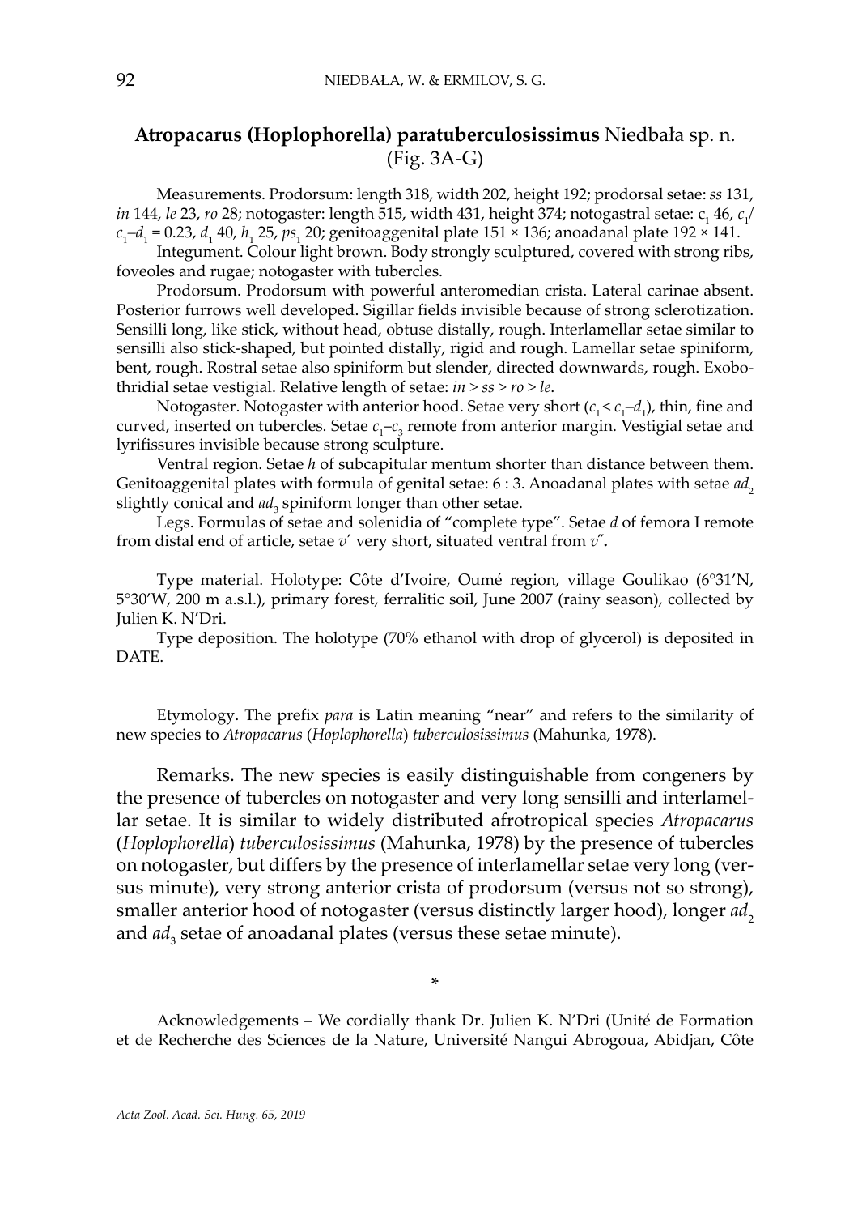### **Atropacarus (Hoplophorella) paratuberculosissimus** Niedbała sp. n. (Fig. 3A-G)

Measurements. Prodorsum: length 318, width 202, height 192; prodorsal setae: *ss* 131, *in* 144, *le* 23, *ro* 28; notogaster: length 515, width 431, height 374; notogastral setae: $c_1$ 46, $c_1/c_1–d_1$ = 0.23, $d_1$ 40, $h_1$ 25, $ps_1$ 20; genitoaggenital plate 151 × 136; anoadanal plate 192 × 141.

Integument. Colour light brown. Body strongly sculptured, covered with strong ribs, foveoles and rugae; notogaster with tubercles.

Prodorsum. Prodorsum with powerful anteromedian crista. Lateral carinae absent. Posterior furrows well developed. Sigillar fields invisible because of strong sclerotization. Sensilli long, like stick, without head, obtuse distally, rough. Interlamellar setae similar to sensilli also stick-shaped, but pointed distally, rigid and rough. Lamellar setae spiniform, bent, rough. Rostral setae also spiniform but slender, directed downwards, rough. Exobothridial setae vestigial. Relative length of setae: *in* > *ss* > *ro* > *le*.

Notogaster. Notogaster with anterior hood. Setae very short ($c_1 < c_1–d_1$), thin, fine and curved, inserted on tubercles. Setae $c_1–c_3$ remote from anterior margin. Vestigial setae and lyrifissures invisible because strong sculpture.

Ventral region. Setae *h* of subcapitular mentum shorter than distance between them. Genitoaggenital plates with formula of genital setae: 6 : 3. Anoadanal plates with setae $ad_2$ slightly conical and $ad_3$ spiniform longer than other setae.

Legs. Formulas of setae and solenidia of "complete type". Setae *d* of femora I remote from distal end of article, setae *v′* very short, situated ventral from *v″***.**

Type material. Holotype: Côte d'Ivoire, Oumé region, village Goulikao (6°31'N, 5°30'W, 200 m a.s.l.), primary forest, ferralitic soil, June 2007 (rainy season), collected by Julien K. N'Dri.

Type deposition. The holotype (70% ethanol with drop of glycerol) is deposited in DATE.

Etymology. The prefix *para* is Latin meaning "near" and refers to the similarity of new species to *Atropacarus* (*Hoplophorella*) *tuberculosissimus* (Mahunka, 1978).

Remarks. The new species is easily distinguishable from congeners by the presence of tubercles on notogaster and very long sensilli and interlamellar setae. It is similar to widely distributed afrotropical species *Atropacarus* (*Hoplophorella*) *tuberculosissimus* (Mahunka, 1978) by the presence of tubercles on notogaster, but differs by the presence of interlamellar setae very long (versus minute), very strong anterior crista of prodorsum (versus not so strong), smaller anterior hood of notogaster (versus distinctly larger hood), longer $ad_2$ and $ad_3$ setae of anoadanal plates (versus these setae minute).

*

Acknowledgements – We cordially thank Dr. Julien K. N'Dri (Unité de Formation et de Recherche des Sciences de la Nature, Université Nangui Abrogoua, Abidjan, Côte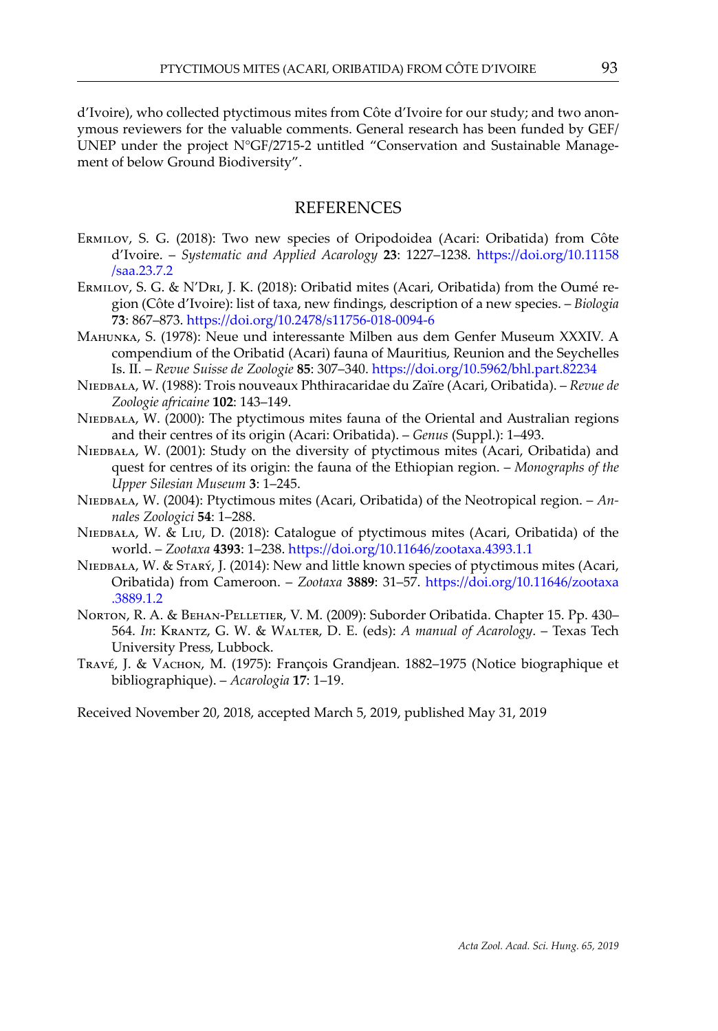d'Ivoire), who collected ptyctimous mites from Côte d'Ivoire for our study; and two anonymous reviewers for the valuable comments. General research has been funded by GEF/UNEP under the project N°GF/2715-2 untitled "Conservation and Sustainable Management of below Ground Biodiversity".

## REFERENCES

Ermilov, S. G. (2018): Two new species of Oripodoidea (Acari: Oribatida) from Côte d'Ivoire. – *Systematic and Applied Acarology* **23**: 1227–1238. https://doi.org/10.11158/saa.23.7.2

Ermilov, S. G. & N'Dri, J. K. (2018): Oribatid mites (Acari, Oribatida) from the Oumé region (Côte d'Ivoire): list of taxa, new findings, description of a new species. – *Biologia* **73**: 867–873. https://doi.org/10.2478/s11756-018-0094-6

Mahunka, S. (1978): Neue und interessante Milben aus dem Genfer Museum XXXIV. A compendium of the Oribatid (Acari) fauna of Mauritius, Reunion and the Seychelles Is. II. – *Revue Suisse de Zoologie* **85**: 307–340. https://doi.org/10.5962/bhl.part.82234

Niedbała, W. (1988): Trois nouveaux Phthiracaridae du Zaïre (Acari, Oribatida). – *Revue de Zoologie africaine* **102**: 143–149.

Niedbała, W. (2000): The ptyctimous mites fauna of the Oriental and Australian regions and their centres of its origin (Acari: Oribatida). – *Genus* (Suppl.): 1–493.

Niedbała, W. (2001): Study on the diversity of ptyctimous mites (Acari, Oribatida) and quest for centres of its origin: the fauna of the Ethiopian region. – *Monographs of the Upper Silesian Museum* **3**: 1–245.

Niedbała, W. (2004): Ptyctimous mites (Acari, Oribatida) of the Neotropical region. – *Annales Zoologici* **54**: 1–288.

Niedbała, W. & Liu, D. (2018): Catalogue of ptyctimous mites (Acari, Oribatida) of the world. – *Zootaxa* **4393**: 1–238. https://doi.org/10.11646/zootaxa.4393.1.1

Niedbała, W. & Starý, J. (2014): New and little known species of ptyctimous mites (Acari, Oribatida) from Cameroon. – *Zootaxa* **3889**: 31–57. https://doi.org/10.11646/zootaxa.3889.1.2

Norton, R. A. & Behan-Pelletier, V. M. (2009): Suborder Oribatida. Chapter 15. Pp. 430–564. *In*: Krantz, G. W. & Walter, D. E. (eds): *A manual of Acarology*. – Texas Tech University Press, Lubbock.

Travé, J. & Vachon, M. (1975): François Grandjean. 1882–1975 (Notice biographique et bibliographique). – *Acarologia* **17**: 1–19.

Received November 20, 2018, accepted March 5, 2019, published May 31, 2019